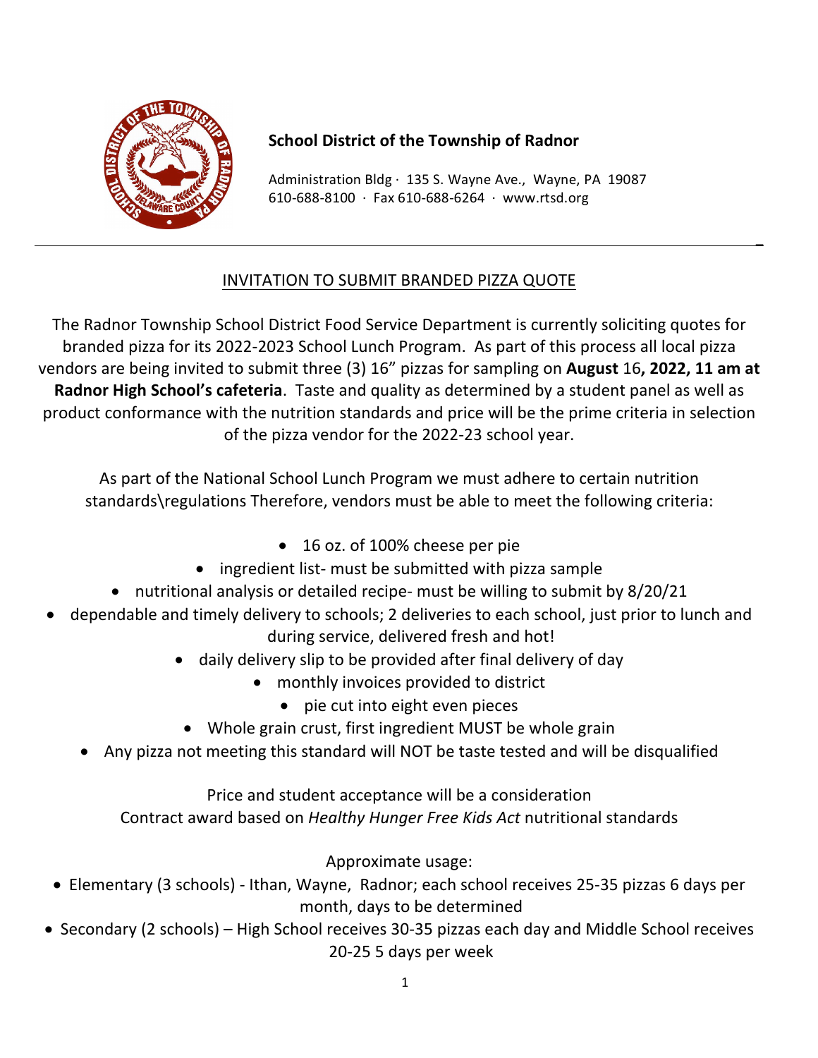**School District of the Township of Radnor**

Administration Bldg · 135 S. Wayne Ave., Wayne, PA 19087
610-688-8100 · Fax 610-688-6264 · www.rtsd.org

---

## INVITATION TO SUBMIT BRANDED PIZZA QUOTE

The Radnor Township School District Food Service Department is currently soliciting quotes for branded pizza for its 2022-2023 School Lunch Program. As part of this process all local pizza vendors are being invited to submit three (3) 16" pizzas for sampling on **August** 16**, 2022, 11 am at Radnor High School's cafeteria**. Taste and quality as determined by a student panel as well as product conformance with the nutrition standards and price will be the prime criteria in selection of the pizza vendor for the 2022-23 school year.

As part of the National School Lunch Program we must adhere to certain nutrition standards\regulations Therefore, vendors must be able to meet the following criteria:

- 16 oz. of 100% cheese per pie
- ingredient list- must be submitted with pizza sample
- nutritional analysis or detailed recipe- must be willing to submit by 8/20/21
- dependable and timely delivery to schools; 2 deliveries to each school, just prior to lunch and during service, delivered fresh and hot!
- daily delivery slip to be provided after final delivery of day
- monthly invoices provided to district
- pie cut into eight even pieces
- Whole grain crust, first ingredient MUST be whole grain
- Any pizza not meeting this standard will NOT be taste tested and will be disqualified

Price and student acceptance will be a consideration
Contract award based on *Healthy Hunger Free Kids Act* nutritional standards

Approximate usage:

- Elementary (3 schools) - Ithan, Wayne, Radnor; each school receives 25-35 pizzas 6 days per month, days to be determined
- Secondary (2 schools) – High School receives 30-35 pizzas each day and Middle School receives 20-25 5 days per week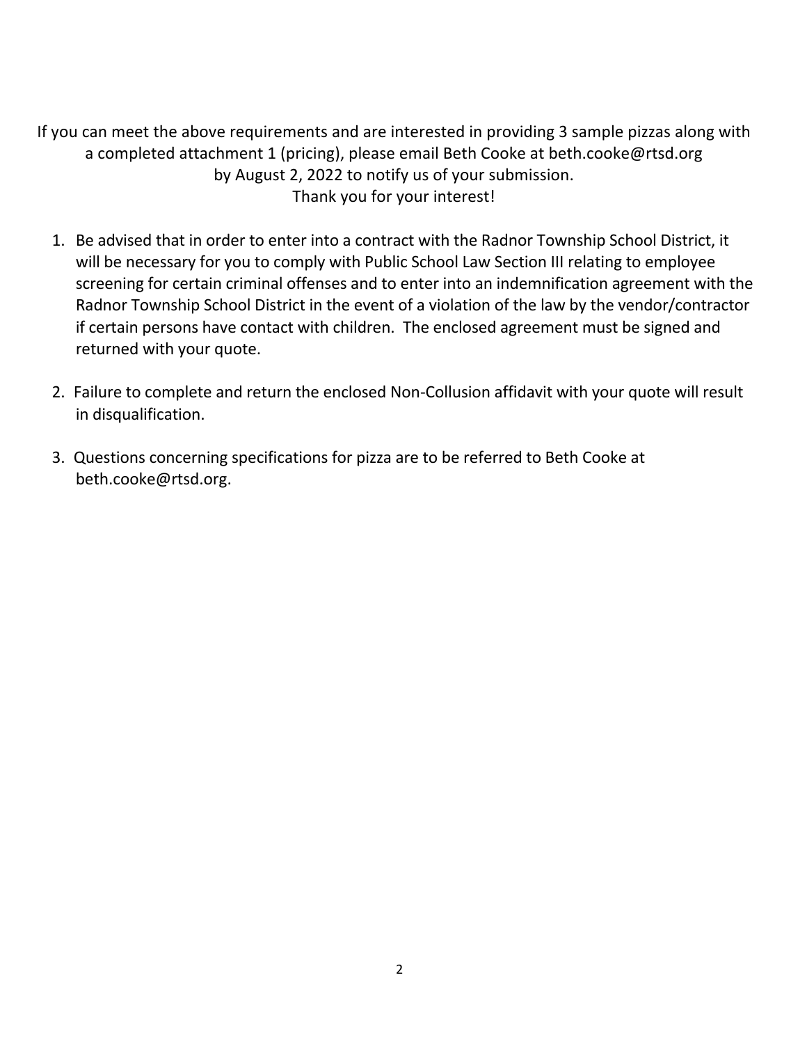If you can meet the above requirements and are interested in providing 3 sample pizzas along with a completed attachment 1 (pricing), please email Beth Cooke at beth.cooke@rtsd.org by August 2, 2022 to notify us of your submission.
Thank you for your interest!

1. Be advised that in order to enter into a contract with the Radnor Township School District, it will be necessary for you to comply with Public School Law Section III relating to employee screening for certain criminal offenses and to enter into an indemnification agreement with the Radnor Township School District in the event of a violation of the law by the vendor/contractor if certain persons have contact with children. The enclosed agreement must be signed and returned with your quote.

2. Failure to complete and return the enclosed Non-Collusion affidavit with your quote will result in disqualification.

3. Questions concerning specifications for pizza are to be referred to Beth Cooke at beth.cooke@rtsd.org.